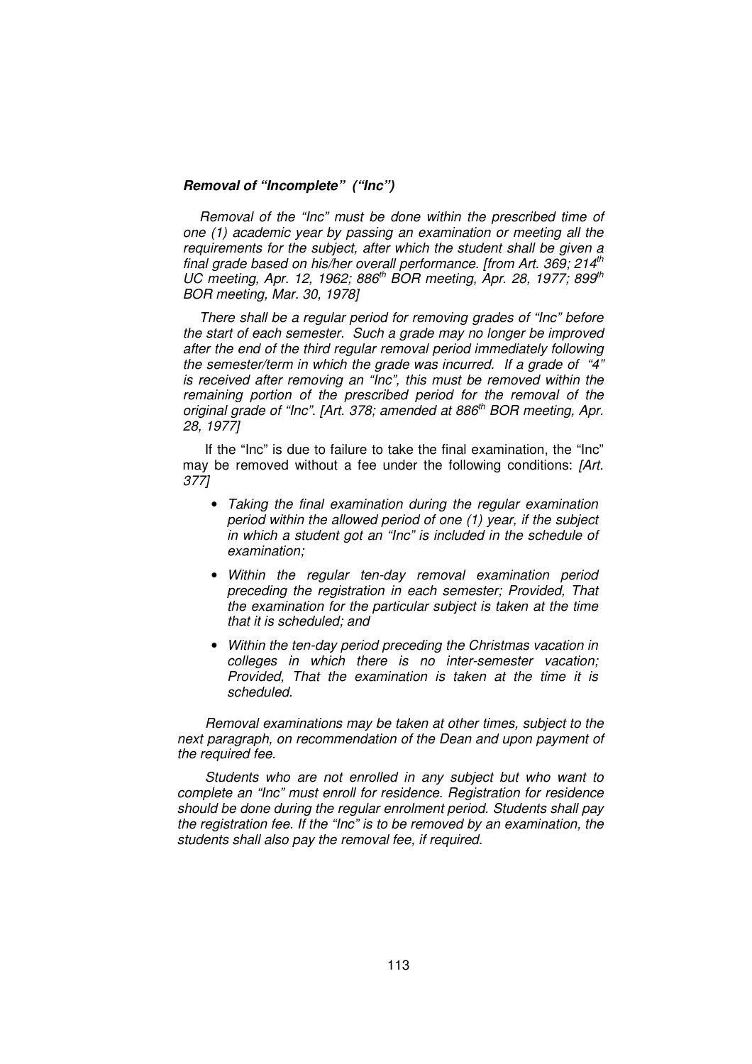***Removal of "Incomplete" ("Inc")***

*Removal of the "Inc" must be done within the prescribed time of one (1) academic year by passing an examination or meeting all the requirements for the subject, after which the student shall be given a final grade based on his/her overall performance. [from Art. 369; 214th UC meeting, Apr. 12, 1962; 886th BOR meeting, Apr. 28, 1977; 899th BOR meeting, Mar. 30, 1978]*

*There shall be a regular period for removing grades of "Inc" before the start of each semester. Such a grade may no longer be improved after the end of the third regular removal period immediately following the semester/term in which the grade was incurred. If a grade of "4" is received after removing an "Inc", this must be removed within the remaining portion of the prescribed period for the removal of the original grade of "Inc". [Art. 378; amended at 886th BOR meeting, Apr. 28, 1977]*

If the "Inc" is due to failure to take the final examination, the "Inc" may be removed without a fee under the following conditions: *[Art. 377]*

- *Taking the final examination during the regular examination period within the allowed period of one (1) year, if the subject in which a student got an "Inc" is included in the schedule of examination;*
- *Within the regular ten-day removal examination period preceding the registration in each semester; Provided, That the examination for the particular subject is taken at the time that it is scheduled; and*
- *Within the ten-day period preceding the Christmas vacation in colleges in which there is no inter-semester vacation; Provided, That the examination is taken at the time it is scheduled.*

*Removal examinations may be taken at other times, subject to the next paragraph, on recommendation of the Dean and upon payment of the required fee.*

*Students who are not enrolled in any subject but who want to complete an "Inc" must enroll for residence. Registration for residence should be done during the regular enrolment period. Students shall pay the registration fee. If the "Inc" is to be removed by an examination, the students shall also pay the removal fee, if required.*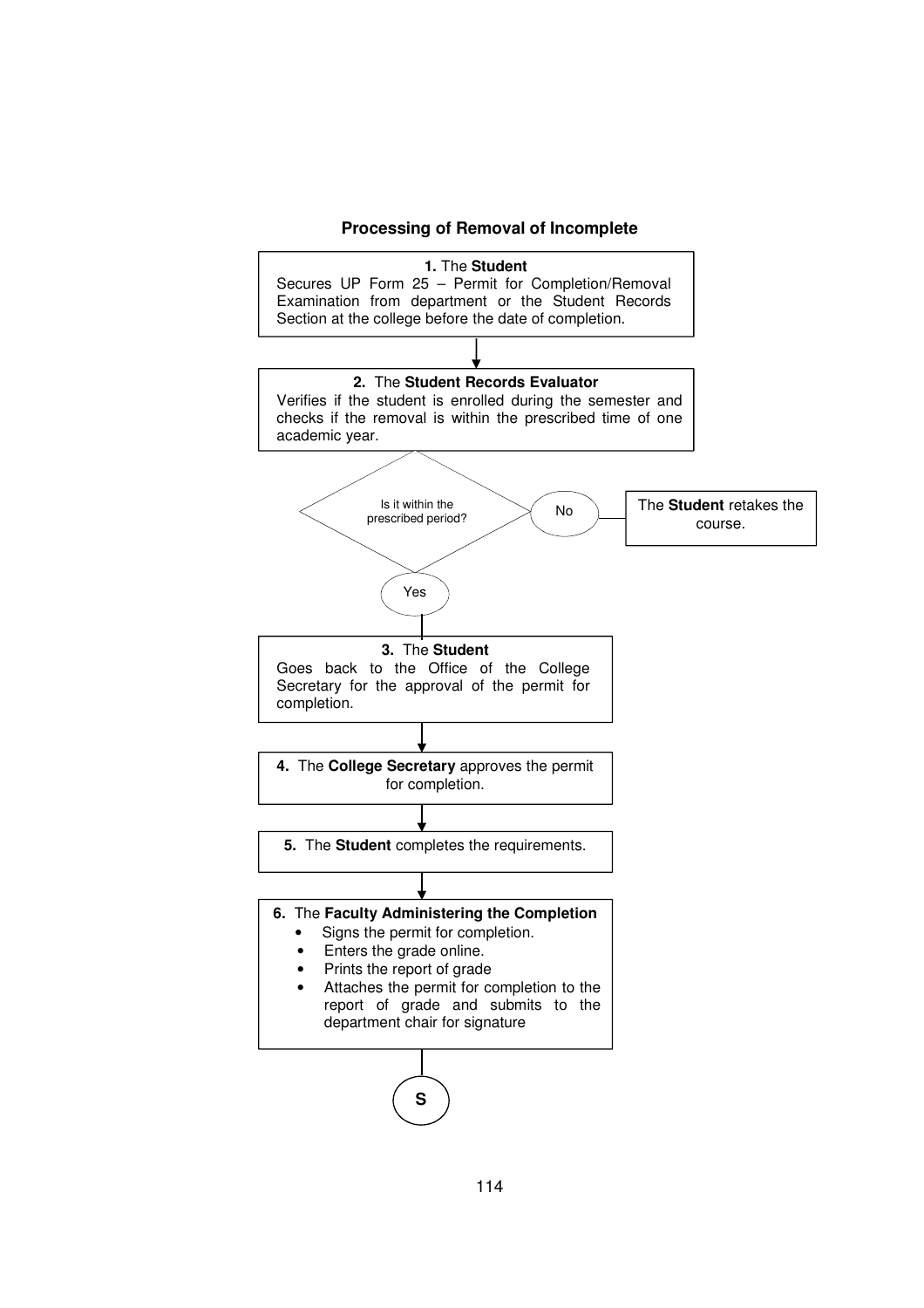### Processing of Removal of Incomplete

**1.** The **Student**
Secures UP Form 25 – Permit for Completion/Removal Examination from department or the Student Records Section at the college before the date of completion.

**2.** The **Student Records Evaluator**
Verifies if the student is enrolled during the semester and checks if the removal is within the prescribed time of one academic year.

Is it within the prescribed period?

- No → The **Student** retakes the course.
- Yes → continue to step 3.

**3.** The **Student**
Goes back to the Office of the College Secretary for the approval of the permit for completion.

**4.** The **College Secretary** approves the permit for completion.

**5.** The **Student** completes the requirements.

**6.** The **Faculty Administering the Completion**

- Signs the permit for completion.
- Enters the grade online.
- Prints the report of grade
- Attaches the permit for completion to the report of grade and submits to the department chair for signature

S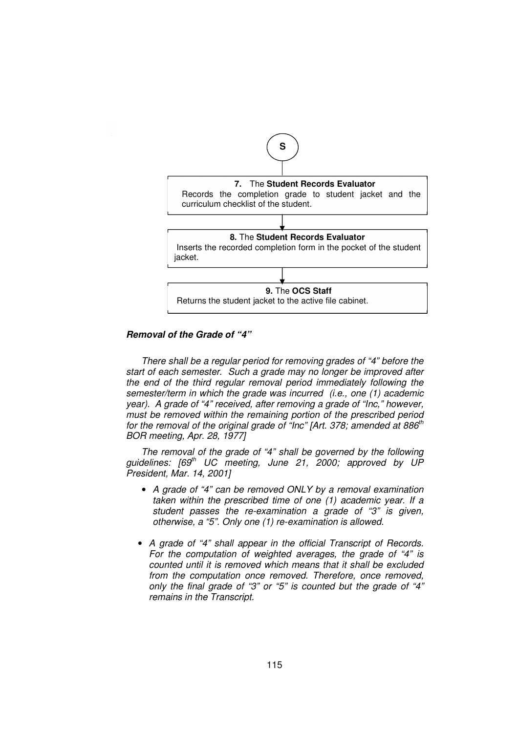S

**7.** The **Student Records Evaluator**
Records the completion grade to student jacket and the curriculum checklist of the student.

**8.** The **Student Records Evaluator**
Inserts the recorded completion form in the pocket of the student jacket.

**9.** The **OCS Staff**
Returns the student jacket to the active file cabinet.

***Removal of the Grade of "4"***

*There shall be a regular period for removing grades of "4" before the start of each semester. Such a grade may no longer be improved after the end of the third regular removal period immediately following the semester/term in which the grade was incurred (i.e., one (1) academic year). A grade of "4" received, after removing a grade of "Inc," however, must be removed within the remaining portion of the prescribed period for the removal of the original grade of "Inc" [Art. 378; amended at 886th BOR meeting, Apr. 28, 1977]*

*The removal of the grade of "4" shall be governed by the following guidelines: [69th UC meeting, June 21, 2000; approved by UP President, Mar. 14, 2001]*

- *A grade of "4" can be removed ONLY by a removal examination taken within the prescribed time of one (1) academic year. If a student passes the re-examination a grade of "3" is given, otherwise, a "5". Only one (1) re-examination is allowed.*
- *A grade of "4" shall appear in the official Transcript of Records. For the computation of weighted averages, the grade of "4" is counted until it is removed which means that it shall be excluded from the computation once removed. Therefore, once removed, only the final grade of "3" or "5" is counted but the grade of "4" remains in the Transcript.*